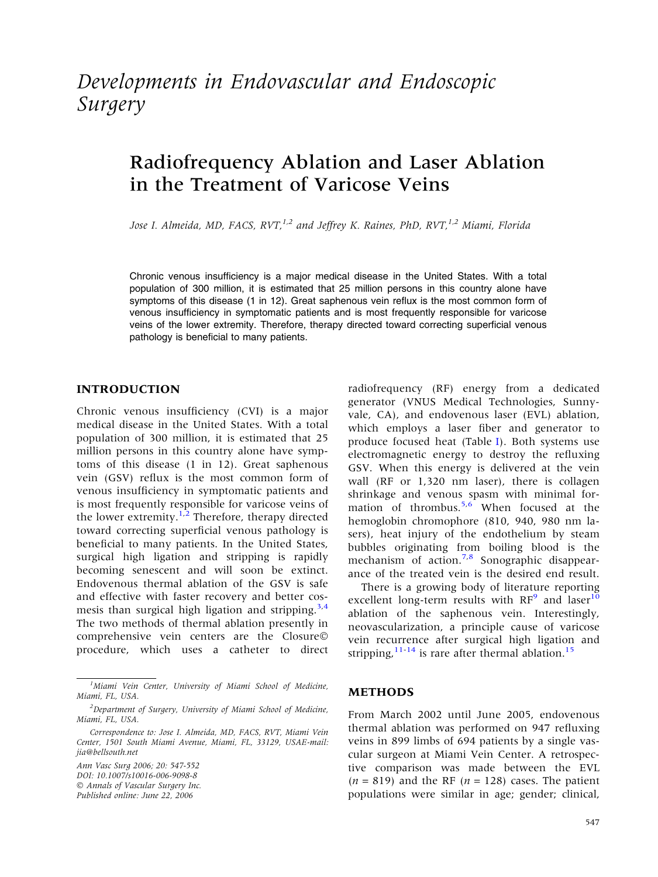*Developments in Endovascular and Endoscopic Surgery*

# Radiofrequency Ablation and Laser Ablation in the Treatment of Varicose Veins

*Jose I. Almeida, MD, FACS, RVT,[1,2] and Jeffrey K. Raines, PhD, RVT,[1,2] Miami, Florida*

Chronic venous insufficiency is a major medical disease in the United States. With a total population of 300 million, it is estimated that 25 million persons in this country alone have symptoms of this disease (1 in 12). Great saphenous vein reflux is the most common form of venous insufficiency in symptomatic patients and is most frequently responsible for varicose veins of the lower extremity. Therefore, therapy directed toward correcting superficial venous pathology is beneficial to many patients.

## INTRODUCTION

Chronic venous insufficiency (CVI) is a major medical disease in the United States. With a total population of 300 million, it is estimated that 25 million persons in this country alone have symptoms of this disease (1 in 12). Great saphenous vein (GSV) reflux is the most common form of venous insufficiency in symptomatic patients and is most frequently responsible for varicose veins of the lower extremity.[1,2] Therefore, therapy directed toward correcting superficial venous pathology is beneficial to many patients. In the United States, surgical high ligation and stripping is rapidly becoming senescent and will soon be extinct. Endovenous thermal ablation of the GSV is safe and effective with faster recovery and better cosmesis than surgical high ligation and stripping.[3,4] The two methods of thermal ablation presently in comprehensive vein centers are the Closure© procedure, which uses a catheter to direct radiofrequency (RF) energy from a dedicated generator (VNUS Medical Technologies, Sunnyvale, CA), and endovenous laser (EVL) ablation, which employs a laser fiber and generator to produce focused heat (Table I). Both systems use electromagnetic energy to destroy the refluxing GSV. When this energy is delivered at the vein wall (RF or 1,320 nm laser), there is collagen shrinkage and venous spasm with minimal formation of thrombus.[5,6] When focused at the hemoglobin chromophore (810, 940, 980 nm lasers), heat injury of the endothelium by steam bubbles originating from boiling blood is the mechanism of action.[7,8] Sonographic disappearance of the treated vein is the desired end result.

There is a growing body of literature reporting excellent long-term results with RF[9] and laser[10] ablation of the saphenous vein. Interestingly, neovascularization, a principle cause of varicose vein recurrence after surgical high ligation and stripping,[11-14] is rare after thermal ablation.[15]

## METHODS

From March 2002 until June 2005, endovenous thermal ablation was performed on 947 refluxing veins in 899 limbs of 694 patients by a single vascular surgeon at Miami Vein Center. A retrospective comparison was made between the EVL ($n$ = 819) and the RF ($n$ = 128) cases. The patient populations were similar in age; gender; clinical,

---

[1]*Miami Vein Center, University of Miami School of Medicine, Miami, FL, USA.*

[2]*Department of Surgery, University of Miami School of Medicine, Miami, FL, USA.*

*Correspondence to: Jose I. Almeida, MD, FACS, RVT, Miami Vein Center, 1501 South Miami Avenue, Miami, FL, 33129, USAE-mail: jia@bellsouth.net*

*Ann Vasc Surg 2006; 20: 547-552*
*DOI: 10.1007/s10016-006-9098-8*
*© Annals of Vascular Surgery Inc.*
*Published online: June 22, 2006*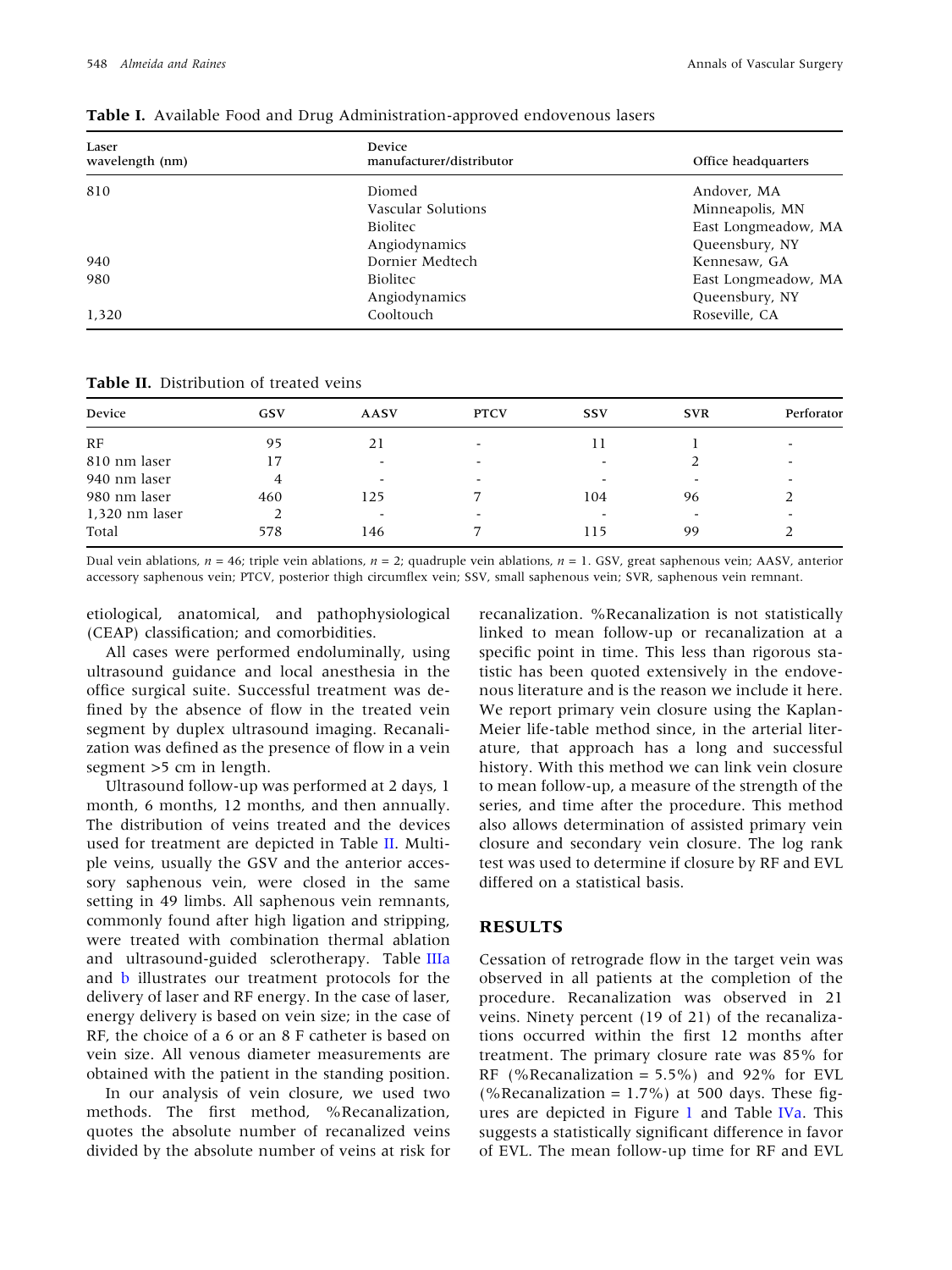**Table I.** Available Food and Drug Administration-approved endovenous lasers

| Laser wavelength (nm) | Device manufacturer/distributor | Office headquarters |
|---|---|---|
| 810 | Diomed | Andover, MA |
| | Vascular Solutions | Minneapolis, MN |
| | Biolitec | East Longmeadow, MA |
| | Angiodynamics | Queensbury, NY |
| 940 | Dornier Medtech | Kennesaw, GA |
| 980 | Biolitec | East Longmeadow, MA |
| | Angiodynamics | Queensbury, NY |
| 1,320 | Cooltouch | Roseville, CA |

**Table II.** Distribution of treated veins

| Device | GSV | AASV | PTCV | SSV | SVR | Perforator |
|---|---|---|---|---|---|---|
| RF | 95 | 21 | - | 11 | 1 | - |
| 810 nm laser | 17 | - | - | - | 2 | - |
| 940 nm laser | 4 | - | - | - | - | - |
| 980 nm laser | 460 | 125 | 7 | 104 | 96 | 2 |
| 1,320 nm laser | 2 | - | - | - | - | - |
| Total | 578 | 146 | 7 | 115 | 99 | 2 |

Dual vein ablations, $n = 46$; triple vein ablations, $n = 2$; quadruple vein ablations, $n = 1$. GSV, great saphenous vein; AASV, anterior accessory saphenous vein; PTCV, posterior thigh circumflex vein; SSV, small saphenous vein; SVR, saphenous vein remnant.

etiological, anatomical, and pathophysiological (CEAP) classification; and comorbidities.

All cases were performed endoluminally, using ultrasound guidance and local anesthesia in the office surgical suite. Successful treatment was defined by the absence of flow in the treated vein segment by duplex ultrasound imaging. Recanalization was defined as the presence of flow in a vein segment >5 cm in length.

Ultrasound follow-up was performed at 2 days, 1 month, 6 months, 12 months, and then annually. The distribution of veins treated and the devices used for treatment are depicted in Table II. Multiple veins, usually the GSV and the anterior accessory saphenous vein, were closed in the same setting in 49 limbs. All saphenous vein remnants, commonly found after high ligation and stripping, were treated with combination thermal ablation and ultrasound-guided sclerotherapy. Table IIIa and b illustrates our treatment protocols for the delivery of laser and RF energy. In the case of laser, energy delivery is based on vein size; in the case of RF, the choice of a 6 or an 8 F catheter is based on vein size. All venous diameter measurements are obtained with the patient in the standing position.

In our analysis of vein closure, we used two methods. The first method, %Recanalization, quotes the absolute number of recanalized veins divided by the absolute number of veins at risk for recanalization. %Recanalization is not statistically linked to mean follow-up or recanalization at a specific point in time. This less than rigorous statistic has been quoted extensively in the endovenous literature and is the reason we include it here. We report primary vein closure using the Kaplan-Meier life-table method since, in the arterial literature, that approach has a long and successful history. With this method we can link vein closure to mean follow-up, a measure of the strength of the series, and time after the procedure. This method also allows determination of assisted primary vein closure and secondary vein closure. The log rank test was used to determine if closure by RF and EVL differed on a statistical basis.

## RESULTS

Cessation of retrograde flow in the target vein was observed in all patients at the completion of the procedure. Recanalization was observed in 21 veins. Ninety percent (19 of 21) of the recanalizations occurred within the first 12 months after treatment. The primary closure rate was 85% for RF (%Recanalization = 5.5%) and 92% for EVL (%Recanalization = 1.7%) at 500 days. These figures are depicted in Figure 1 and Table IVa. This suggests a statistically significant difference in favor of EVL. The mean follow-up time for RF and EVL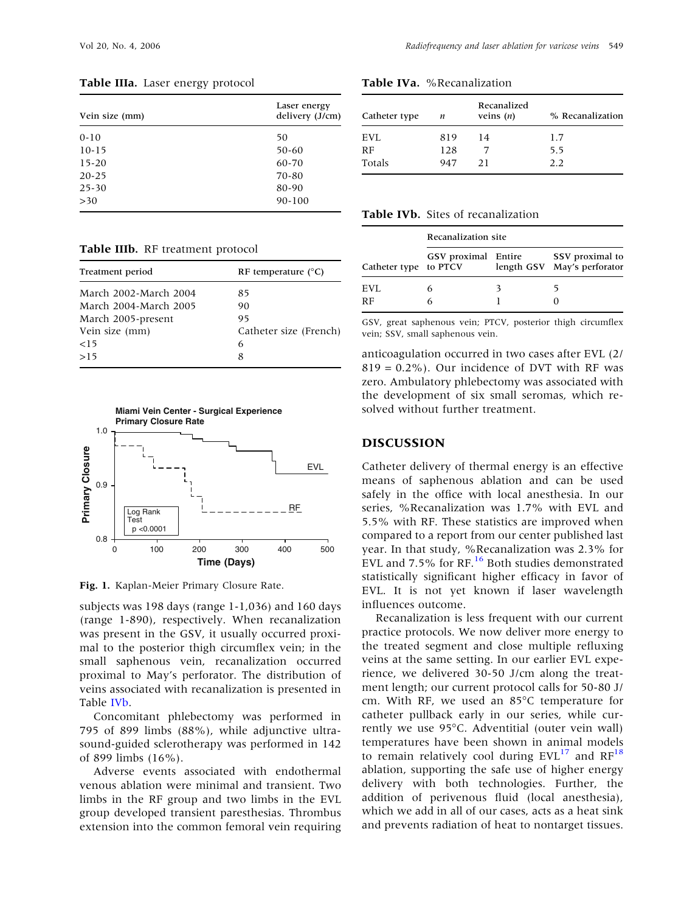**Table IIIa.** Laser energy protocol

| Vein size (mm) | Laser energy delivery (J/cm) |
|---|---|
| 0-10 | 50 |
| 10-15 | 50-60 |
| 15-20 | 60-70 |
| 20-25 | 70-80 |
| 25-30 | 80-90 |
| >30 | 90-100 |

**Table IIIb.** RF treatment protocol

| Treatment period | RF temperature (°C) |
|---|---|
| March 2002-March 2004 | 85 |
| March 2004-March 2005 | 90 |
| March 2005-present | 95 |
| Vein size (mm) | Catheter size (French) |
| <15 | 6 |
| >15 | 8 |

**Fig. 1.** Kaplan-Meier Primary Closure Rate.

subjects was 198 days (range 1-1,036) and 160 days (range 1-890), respectively. When recanalization was present in the GSV, it usually occurred proximal to the posterior thigh circumflex vein; in the small saphenous vein, recanalization occurred proximal to May's perforator. The distribution of veins associated with recanalization is presented in Table IVb.

Concomitant phlebectomy was performed in 795 of 899 limbs (88%), while adjunctive ultrasound-guided sclerotherapy was performed in 142 of 899 limbs (16%).

Adverse events associated with endothermal venous ablation were minimal and transient. Two limbs in the RF group and two limbs in the EVL group developed transient paresthesias. Thrombus extension into the common femoral vein requiring anticoagulation occurred in two cases after EVL (2/819 = 0.2%). Our incidence of DVT with RF was zero. Ambulatory phlebectomy was associated with the development of six small seromas, which resolved without further treatment.

**Table IVa.** %Recanalization

| Catheter type | *n* | Recanalized veins (*n*) | % Recanalization |
|---|---|---|---|
| EVL | 819 | 14 | 1.7 |
| RF | 128 | 7 | 5.5 |
| Totals | 947 | 21 | 2.2 |

**Table IVb.** Sites of recanalization

| Catheter type | Recanalization site: GSV proximal to PTCV | Entire length GSV | SSV proximal to May's perforator |
|---|---|---|---|
| EVL | 6 | 3 | 5 |
| RF | 6 | 1 | 0 |

GSV, great saphenous vein; PTCV, posterior thigh circumflex vein; SSV, small saphenous vein.

## DISCUSSION

Catheter delivery of thermal energy is an effective means of saphenous ablation and can be used safely in the office with local anesthesia. In our series, %Recanalization was 1.7% with EVL and 5.5% with RF. These statistics are improved when compared to a report from our center published last year. In that study, %Recanalization was 2.3% for EVL and 7.5% for RF.[16] Both studies demonstrated statistically significant higher efficacy in favor of EVL. It is not yet known if laser wavelength influences outcome.

Recanalization is less frequent with our current practice protocols. We now deliver more energy to the treated segment and close multiple refluxing veins at the same setting. In our earlier EVL experience, we delivered 30-50 J/cm along the treatment length; our current protocol calls for 50-80 J/cm. With RF, we used an 85°C temperature for catheter pullback early in our series, while currently we use 95°C. Adventitial (outer vein wall) temperatures have been shown in animal models to remain relatively cool during EVL[17] and RF[18] ablation, supporting the safe use of higher energy delivery with both technologies. Further, the addition of perivenous fluid (local anesthesia), which we add in all of our cases, acts as a heat sink and prevents radiation of heat to nontarget tissues.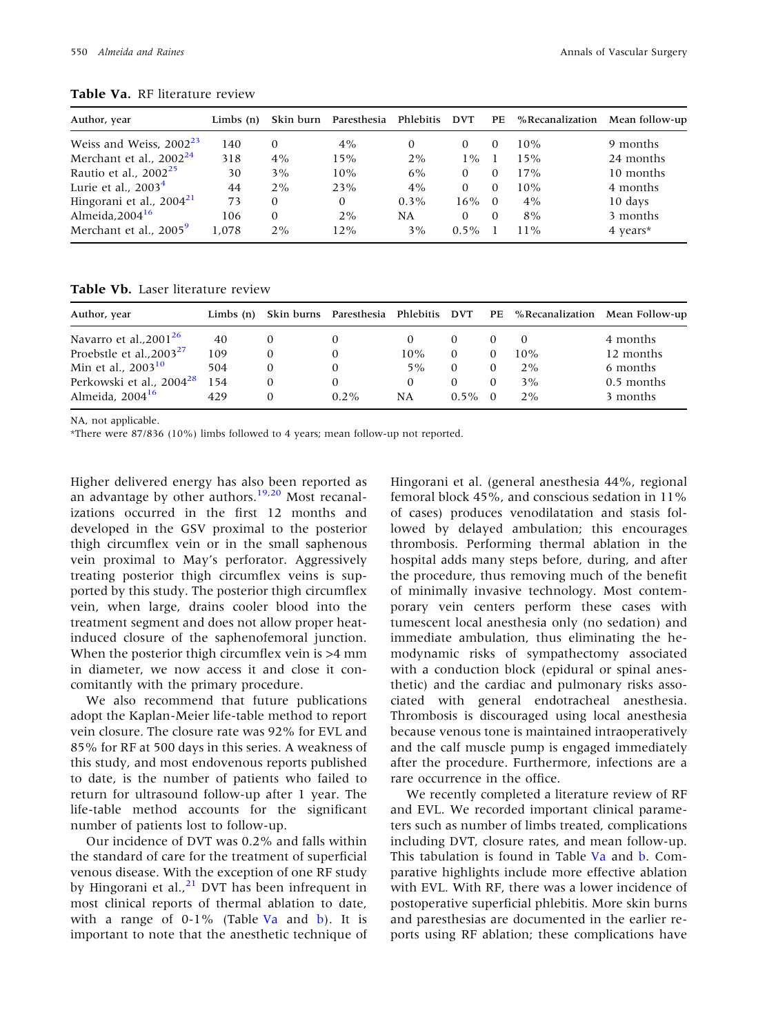**Table Va.** RF literature review

| Author, year | Limbs (n) | Skin burn | Paresthesia | Phlebitis | DVT | PE | %Recanalization | Mean follow-up |
|---|---|---|---|---|---|---|---|---|
| Weiss and Weiss, 2002[23] | 140 | 0 | 4% | 0 | 0 | 0 | 10% | 9 months |
| Merchant et al., 2002[24] | 318 | 4% | 15% | 2% | 1% | 1 | 15% | 24 months |
| Rautio et al., 2002[25] | 30 | 3% | 10% | 6% | 0 | 0 | 17% | 10 months |
| Lurie et al., 2003[4] | 44 | 2% | 23% | 4% | 0 | 0 | 10% | 4 months |
| Hingorani et al., 2004[21] | 73 | 0 | 0 | 0.3% | 16% | 0 | 4% | 10 days |
| Almeida,2004[16] | 106 | 0 | 2% | NA | 0 | 0 | 8% | 3 months |
| Merchant et al., 2005[9] | 1,078 | 2% | 12% | 3% | 0.5% | 1 | 11% | 4 years* |

**Table Vb.** Laser literature review

| Author, year | Limbs (n) | Skin burns | Paresthesia | Phlebitis | DVT | PE | %Recanalization | Mean Follow-up |
|---|---|---|---|---|---|---|---|---|
| Navarro et al.,2001[26] | 40 | 0 | 0 | 0 | 0 | 0 | 0 | 4 months |
| Proebstle et al.,2003[27] | 109 | 0 | 0 | 10% | 0 | 0 | 10% | 12 months |
| Min et al., 2003[10] | 504 | 0 | 0 | 5% | 0 | 0 | 2% | 6 months |
| Perkowski et al., 2004[28] | 154 | 0 | 0 | 0 | 0 | 0 | 3% | 0.5 months |
| Almeida, 2004[16] | 429 | 0 | 0.2% | NA | 0.5% | 0 | 2% | 3 months |

NA, not applicable.

*There were 87/836 (10%) limbs followed to 4 years; mean follow-up not reported.

Higher delivered energy has also been reported as an advantage by other authors.[19,20] Most recanalizations occurred in the first 12 months and developed in the GSV proximal to the posterior thigh circumflex vein or in the small saphenous vein proximal to May's perforator. Aggressively treating posterior thigh circumflex veins is supported by this study. The posterior thigh circumflex vein, when large, drains cooler blood into the treatment segment and does not allow proper heat-induced closure of the saphenofemoral junction. When the posterior thigh circumflex vein is >4 mm in diameter, we now access it and close it concomitantly with the primary procedure.

We also recommend that future publications adopt the Kaplan-Meier life-table method to report vein closure. The closure rate was 92% for EVL and 85% for RF at 500 days in this series. A weakness of this study, and most endovenous reports published to date, is the number of patients who failed to return for ultrasound follow-up after 1 year. The life-table method accounts for the significant number of patients lost to follow-up.

Our incidence of DVT was 0.2% and falls within the standard of care for the treatment of superficial venous disease. With the exception of one RF study by Hingorani et al.,[21] DVT has been infrequent in most clinical reports of thermal ablation to date, with a range of 0-1% (Table Va and b). It is important to note that the anesthetic technique of Hingorani et al. (general anesthesia 44%, regional femoral block 45%, and conscious sedation in 11% of cases) produces venodilatation and stasis followed by delayed ambulation; this encourages thrombosis. Performing thermal ablation in the hospital adds many steps before, during, and after the procedure, thus removing much of the benefit of minimally invasive technology. Most contemporary vein centers perform these cases with tumescent local anesthesia only (no sedation) and immediate ambulation, thus eliminating the hemodynamic risks of sympathectomy associated with a conduction block (epidural or spinal anesthetic) and the cardiac and pulmonary risks associated with general endotracheal anesthesia. Thrombosis is discouraged using local anesthesia because venous tone is maintained intraoperatively and the calf muscle pump is engaged immediately after the procedure. Furthermore, infections are a rare occurrence in the office.

We recently completed a literature review of RF and EVL. We recorded important clinical parameters such as number of limbs treated, complications including DVT, closure rates, and mean follow-up. This tabulation is found in Table Va and b. Comparative highlights include more effective ablation with EVL. With RF, there was a lower incidence of postoperative superficial phlebitis. More skin burns and paresthesias are documented in the earlier reports using RF ablation; these complications have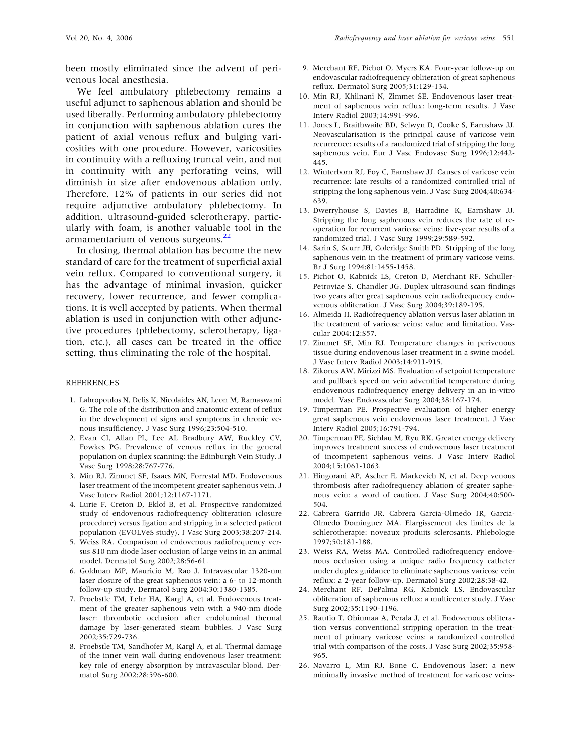been mostly eliminated since the advent of perivenous local anesthesia.

We feel ambulatory phlebectomy remains a useful adjunct to saphenous ablation and should be used liberally. Performing ambulatory phlebectomy in conjunction with saphenous ablation cures the patient of axial venous reflux and bulging varicosities with one procedure. However, varicosities in continuity with a refluxing truncal vein, and not in continuity with any perforating veins, will diminish in size after endovenous ablation only. Therefore, 12% of patients in our series did not require adjunctive ambulatory phlebectomy. In addition, ultrasound-guided sclerotherapy, particularly with foam, is another valuable tool in the armamentarium of venous surgeons.[22]

In closing, thermal ablation has become the new standard of care for the treatment of superficial axial vein reflux. Compared to conventional surgery, it has the advantage of minimal invasion, quicker recovery, lower recurrence, and fewer complications. It is well accepted by patients. When thermal ablation is used in conjunction with other adjunctive procedures (phlebectomy, sclerotherapy, ligation, etc.), all cases can be treated in the office setting, thus eliminating the role of the hospital.

## REFERENCES

1. Labropoulos N, Delis K, Nicolaides AN, Leon M, Ramaswami G. The role of the distribution and anatomic extent of reflux in the development of signs and symptoms in chronic venous insufficiency. J Vasc Surg 1996;23:504-510.
2. Evan CI, Allan PL, Lee AI, Bradbury AW, Ruckley CV, Fowkes PG. Prevalence of venous reflux in the general population on duplex scanning: the Edinburgh Vein Study. J Vasc Surg 1998;28:767-776.
3. Min RJ, Zimmet SE, Isaacs MN, Forrestal MD. Endovenous laser treatment of the incompetent greater saphenous vein. J Vasc Interv Radiol 2001;12:1167-1171.
4. Lurie F, Creton D, Eklof B, et al. Prospective randomized study of endovenous radiofrequency obliteration (closure procedure) versus ligation and stripping in a selected patient population (EVOLVeS study). J Vasc Surg 2003;38:207-214.
5. Weiss RA. Comparison of endovenous radiofrequency versus 810 nm diode laser occlusion of large veins in an animal model. Dermatol Surg 2002;28:56-61.
6. Goldman MP, Mauricio M, Rao J. Intravascular 1320-nm laser closure of the great saphenous vein: a 6- to 12-month follow-up study. Dermatol Surg 2004;30:1380-1385.
7. Proebstle TM, Lehr HA, Kargl A, et al. Endovenous treatment of the greater saphenous vein with a 940-nm diode laser: thrombotic occlusion after endoluminal thermal damage by laser-generated steam bubbles. J Vasc Surg 2002;35:729-736.
8. Proebstle TM, Sandhofer M, Kargl A, et al. Thermal damage of the inner vein wall during endovenous laser treatment: key role of energy absorption by intravascular blood. Dermatol Surg 2002;28:596-600.
9. Merchant RF, Pichot O, Myers KA. Four-year follow-up on endovascular radiofrequency obliteration of great saphenous reflux. Dermatol Surg 2005;31:129-134.
10. Min RJ, Khilnani N, Zimmet SE. Endovenous laser treatment of saphenous vein reflux: long-term results. J Vasc Interv Radiol 2003;14:991-996.
11. Jones L, Braithwaite BD, Selwyn D, Cooke S, Earnshaw JJ. Neovascularisation is the principal cause of varicose vein recurrence: results of a randomized trial of stripping the long saphenous vein. Eur J Vasc Endovasc Surg 1996;12:442-445.
12. Winterborn RJ, Foy C, Earnshaw JJ. Causes of varicose vein recurrence: late results of a randomized controlled trial of stripping the long saphenous vein. J Vasc Surg 2004;40:634-639.
13. Dwerryhouse S, Davies B, Harradine K, Earnshaw JJ. Stripping the long saphenous vein reduces the rate of reoperation for recurrent varicose veins: five-year results of a randomized trial. J Vasc Surg 1999;29:589-592.
14. Sarin S, Scurr JH, Coleridge Smith PD. Stripping of the long saphenous vein in the treatment of primary varicose veins. Br J Surg 1994;81:1455-1458.
15. Pichot O, Kabnick LS, Creton D, Merchant RF, Schuller-Petroviae S, Chandler JG. Duplex ultrasound scan findings two years after great saphenous vein radiofrequency endovenous obliteration. J Vasc Surg 2004;39:189-195.
16. Almeida JI. Radiofrequency ablation versus laser ablation in the treatment of varicose veins: value and limitation. Vascular 2004;12:S57.
17. Zimmet SE, Min RJ. Temperature changes in perivenous tissue during endovenous laser treatment in a swine model. J Vasc Interv Radiol 2003;14:911-915.
18. Zikorus AW, Mirizzi MS. Evaluation of setpoint temperature and pullback speed on vein adventitial temperature during endovenous radiofrequency energy delivery in an in-vitro model. Vasc Endovascular Surg 2004;38:167-174.
19. Timperman PE. Prospective evaluation of higher energy great saphenous vein endovenous laser treatment. J Vasc Interv Radiol 2005;16:791-794.
20. Timperman PE, Sichlau M, Ryu RK. Greater energy delivery improves treatment success of endovenous laser treatment of incompetent saphenous veins. J Vasc Interv Radiol 2004;15:1061-1063.
21. Hingorani AP, Ascher E, Markevich N, et al. Deep venous thrombosis after radiofrequency ablation of greater saphenous vein: a word of caution. J Vasc Surg 2004;40:500-504.
22. Cabrera Garrido JR, Cabrera Garcia-Olmedo JR, Garcia-Olmedo Dominguez MA. Elargissement des limites de la schlerotherapie: noveaux produits sclerosants. Phlebologie 1997;50:181-188.
23. Weiss RA, Weiss MA. Controlled radiofrequency endovenous occlusion using a unique radio frequency catheter under duplex guidance to eliminate saphenous varicose vein reflux: a 2-year follow-up. Dermatol Surg 2002;28:38-42.
24. Merchant RF, DePalma RG, Kabnick LS. Endovascular obliteration of saphenous reflux: a multicenter study. J Vasc Surg 2002;35:1190-1196.
25. Rautio T, Ohinmaa A, Perala J, et al. Endovenous obliteration versus conventional stripping operation in the treatment of primary varicose veins: a randomized controlled trial with comparison of the costs. J Vasc Surg 2002;35:958-965.
26. Navarro L, Min RJ, Bone C. Endovenous laser: a new minimally invasive method of treatment for varicose veins-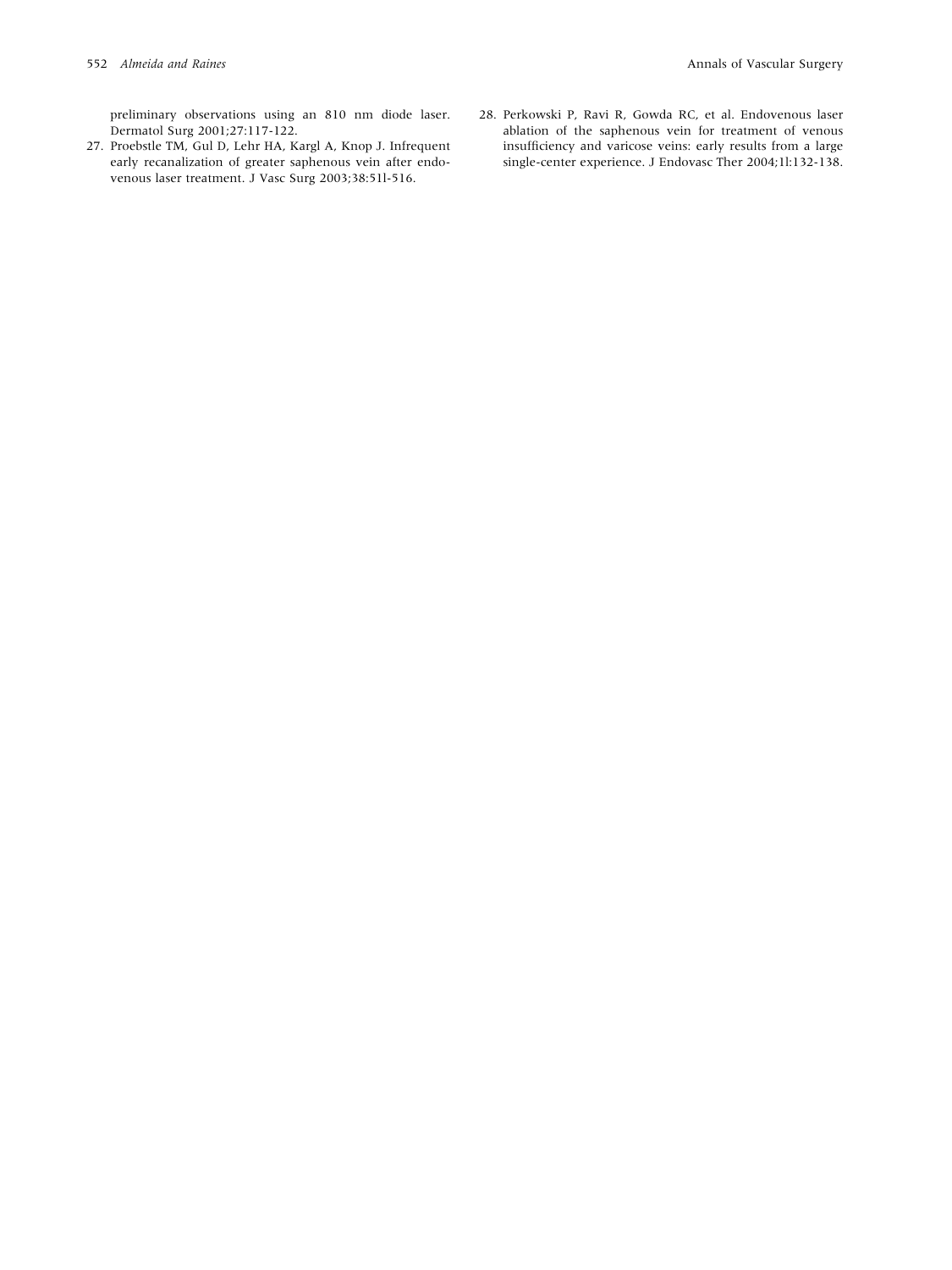preliminary observations using an 810 nm diode laser. Dermatol Surg 2001;27:117-122.

27. Proebstle TM, Gul D, Lehr HA, Kargl A, Knop J. Infrequent early recanalization of greater saphenous vein after endovenous laser treatment. J Vasc Surg 2003;38:51l-516.

28. Perkowski P, Ravi R, Gowda RC, et al. Endovenous laser ablation of the saphenous vein for treatment of venous insufficiency and varicose veins: early results from a large single-center experience. J Endovasc Ther 2004;1l:132-138.